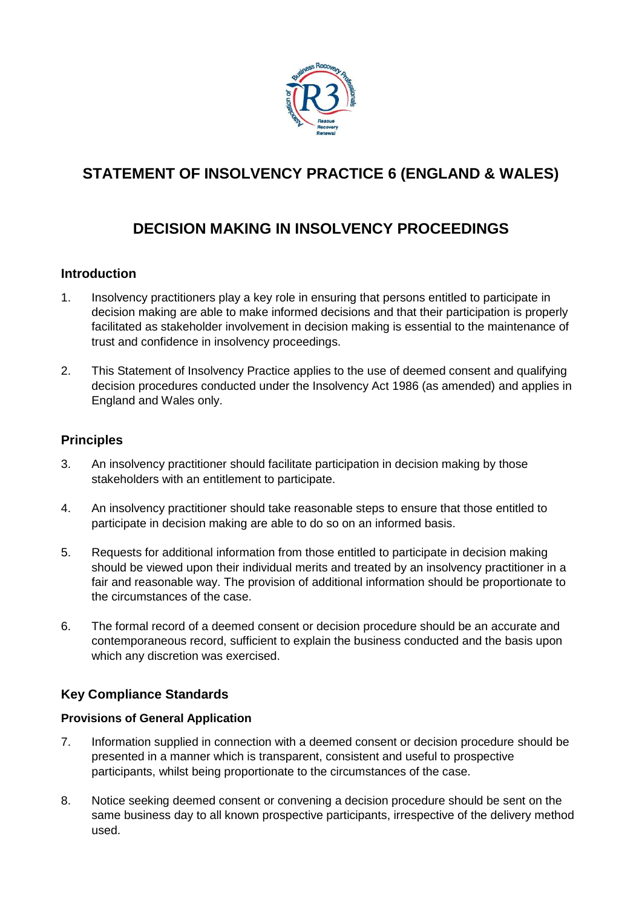# STATEMENT OF INSOLVENCY PRACTICE 6 (ENGLAND & WALES)

# DECISION MAKING IN INSOLVENCY PROCEEDINGS

## Introduction

1. Insolvency practitioners play a key role in ensuring that persons entitled to participate in decision making are able to make informed decisions and that their participation is properly facilitated as stakeholder involvement in decision making is essential to the maintenance of trust and confidence in insolvency proceedings.

2. This Statement of Insolvency Practice applies to the use of deemed consent and qualifying decision procedures conducted under the Insolvency Act 1986 (as amended) and applies in England and Wales only.

## Principles

3. An insolvency practitioner should facilitate participation in decision making by those stakeholders with an entitlement to participate.

4. An insolvency practitioner should take reasonable steps to ensure that those entitled to participate in decision making are able to do so on an informed basis.

5. Requests for additional information from those entitled to participate in decision making should be viewed upon their individual merits and treated by an insolvency practitioner in a fair and reasonable way. The provision of additional information should be proportionate to the circumstances of the case.

6. The formal record of a deemed consent or decision procedure should be an accurate and contemporaneous record, sufficient to explain the business conducted and the basis upon which any discretion was exercised.

## Key Compliance Standards

### Provisions of General Application

7. Information supplied in connection with a deemed consent or decision procedure should be presented in a manner which is transparent, consistent and useful to prospective participants, whilst being proportionate to the circumstances of the case.

8. Notice seeking deemed consent or convening a decision procedure should be sent on the same business day to all known prospective participants, irrespective of the delivery method used.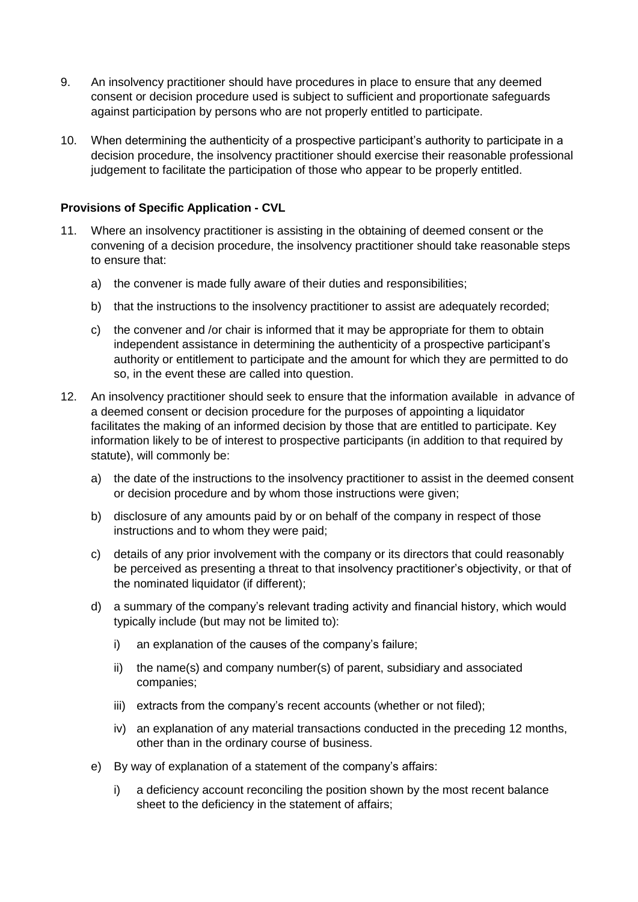9. An insolvency practitioner should have procedures in place to ensure that any deemed consent or decision procedure used is subject to sufficient and proportionate safeguards against participation by persons who are not properly entitled to participate.

10. When determining the authenticity of a prospective participant's authority to participate in a decision procedure, the insolvency practitioner should exercise their reasonable professional judgement to facilitate the participation of those who appear to be properly entitled.

**Provisions of Specific Application - CVL**

11. Where an insolvency practitioner is assisting in the obtaining of deemed consent or the convening of a decision procedure, the insolvency practitioner should take reasonable steps to ensure that:

    a) the convener is made fully aware of their duties and responsibilities;

    b) that the instructions to the insolvency practitioner to assist are adequately recorded;

    c) the convener and /or chair is informed that it may be appropriate for them to obtain independent assistance in determining the authenticity of a prospective participant's authority or entitlement to participate and the amount for which they are permitted to do so, in the event these are called into question.

12. An insolvency practitioner should seek to ensure that the information available in advance of a deemed consent or decision procedure for the purposes of appointing a liquidator facilitates the making of an informed decision by those that are entitled to participate. Key information likely to be of interest to prospective participants (in addition to that required by statute), will commonly be:

    a) the date of the instructions to the insolvency practitioner to assist in the deemed consent or decision procedure and by whom those instructions were given;

    b) disclosure of any amounts paid by or on behalf of the company in respect of those instructions and to whom they were paid;

    c) details of any prior involvement with the company or its directors that could reasonably be perceived as presenting a threat to that insolvency practitioner's objectivity, or that of the nominated liquidator (if different);

    d) a summary of the company's relevant trading activity and financial history, which would typically include (but may not be limited to):

        i) an explanation of the causes of the company's failure;

        ii) the name(s) and company number(s) of parent, subsidiary and associated companies;

        iii) extracts from the company's recent accounts (whether or not filed);

        iv) an explanation of any material transactions conducted in the preceding 12 months, other than in the ordinary course of business.

    e) By way of explanation of a statement of the company's affairs:

        i) a deficiency account reconciling the position shown by the most recent balance sheet to the deficiency in the statement of affairs;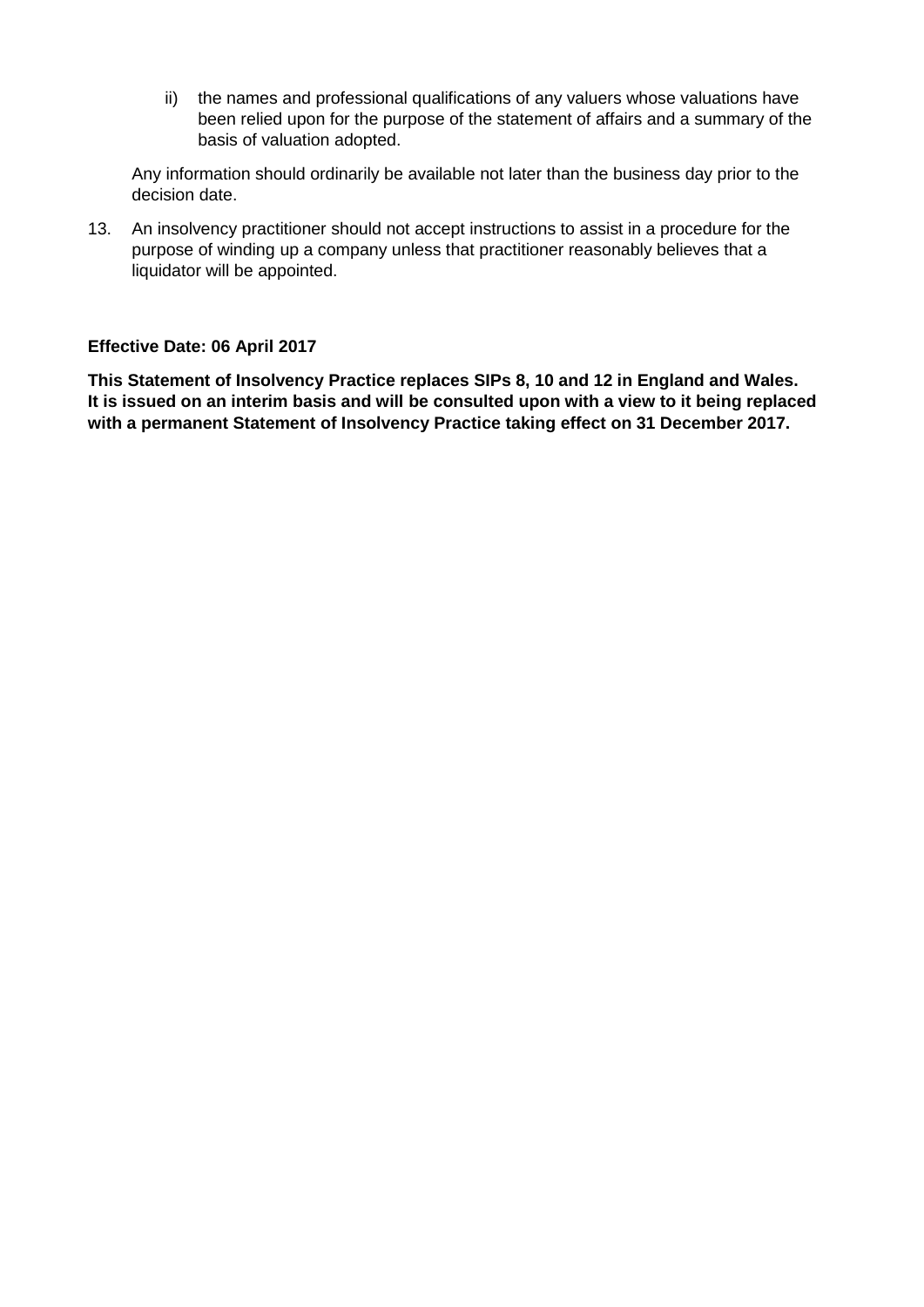ii) the names and professional qualifications of any valuers whose valuations have been relied upon for the purpose of the statement of affairs and a summary of the basis of valuation adopted.

   Any information should ordinarily be available not later than the business day prior to the decision date.

13. An insolvency practitioner should not accept instructions to assist in a procedure for the purpose of winding up a company unless that practitioner reasonably believes that a liquidator will be appointed.

**Effective Date: 06 April 2017**

**This Statement of Insolvency Practice replaces SIPs 8, 10 and 12 in England and Wales. It is issued on an interim basis and will be consulted upon with a view to it being replaced with a permanent Statement of Insolvency Practice taking effect on 31 December 2017.**